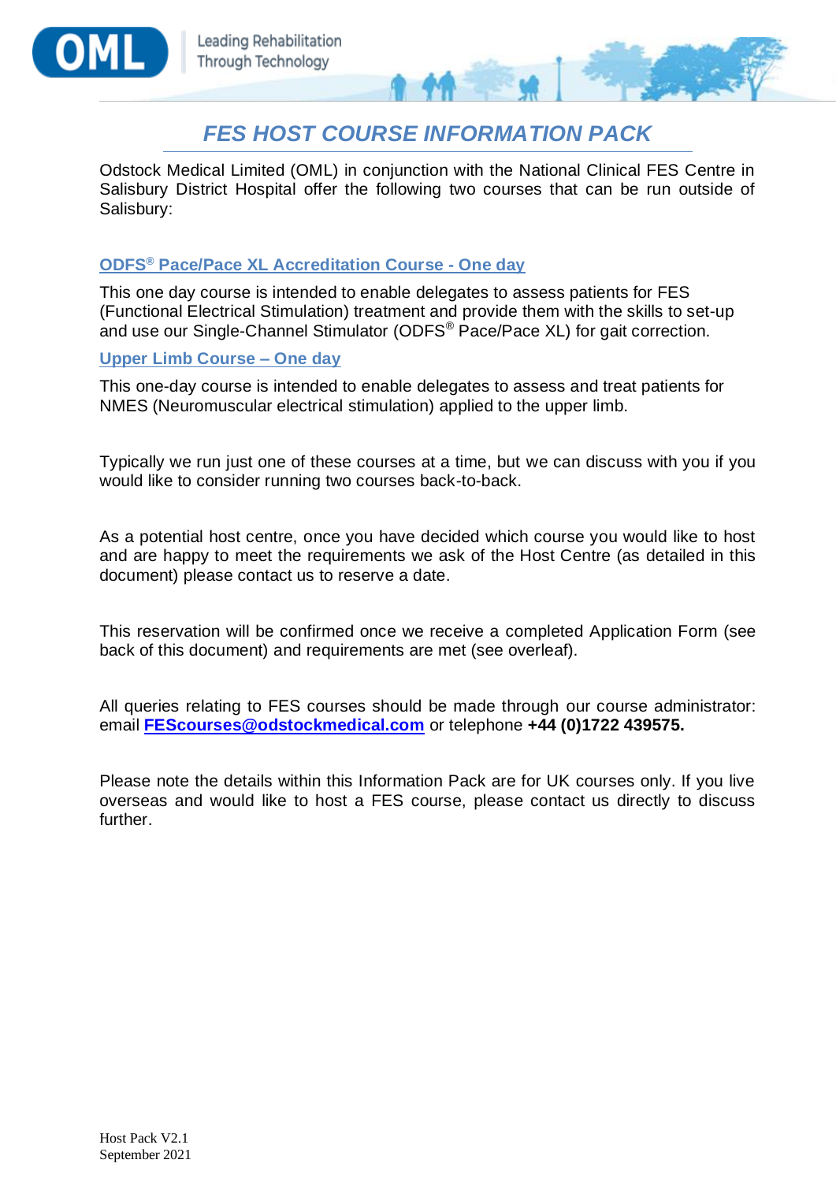# FES HOST COURSE INFORMATION PACK

Odstock Medical Limited (OML) in conjunction with the National Clinical FES Centre in Salisbury District Hospital offer the following two courses that can be run outside of Salisbury:

### ODFS® Pace/Pace XL Accreditation Course - One day

This one day course is intended to enable delegates to assess patients for FES (Functional Electrical Stimulation) treatment and provide them with the skills to set-up and use our Single-Channel Stimulator (ODFS® Pace/Pace XL) for gait correction.

### Upper Limb Course – One day

This one-day course is intended to enable delegates to assess and treat patients for NMES (Neuromuscular electrical stimulation) applied to the upper limb.

Typically we run just one of these courses at a time, but we can discuss with you if you would like to consider running two courses back-to-back.

As a potential host centre, once you have decided which course you would like to host and are happy to meet the requirements we ask of the Host Centre (as detailed in this document) please contact us to reserve a date.

This reservation will be confirmed once we receive a completed Application Form (see back of this document) and requirements are met (see overleaf).

All queries relating to FES courses should be made through our course administrator: email **FEScourses@odstockmedical.com** or telephone **+44 (0)1722 439575.**

Please note the details within this Information Pack are for UK courses only. If you live overseas and would like to host a FES course, please contact us directly to discuss further.

Host Pack V2.1
September 2021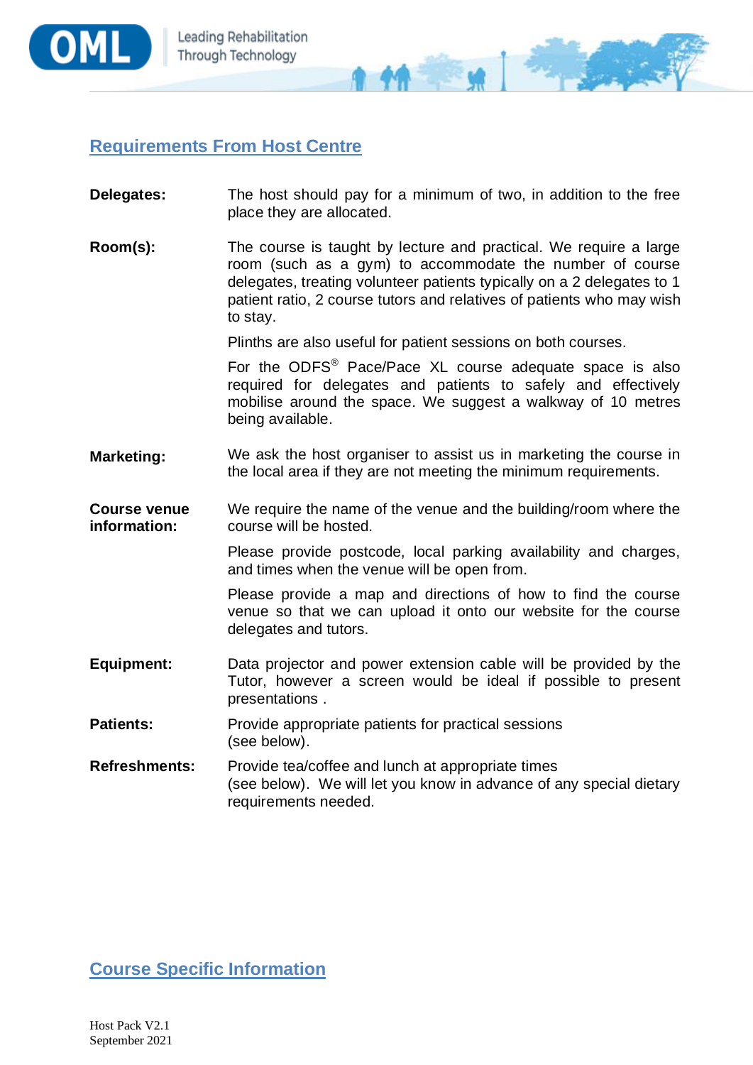## Requirements From Host Centre

**Delegates:** The host should pay for a minimum of two, in addition to the free place they are allocated.

**Room(s):** The course is taught by lecture and practical. We require a large room (such as a gym) to accommodate the number of course delegates, treating volunteer patients typically on a 2 delegates to 1 patient ratio, 2 course tutors and relatives of patients who may wish to stay.

Plinths are also useful for patient sessions on both courses.

For the ODFS® Pace/Pace XL course adequate space is also required for delegates and patients to safely and effectively mobilise around the space. We suggest a walkway of 10 metres being available.

**Marketing:** We ask the host organiser to assist us in marketing the course in the local area if they are not meeting the minimum requirements.

**Course venue information:** We require the name of the venue and the building/room where the course will be hosted.

Please provide postcode, local parking availability and charges, and times when the venue will be open from.

Please provide a map and directions of how to find the course venue so that we can upload it onto our website for the course delegates and tutors.

**Equipment:** Data projector and power extension cable will be provided by the Tutor, however a screen would be ideal if possible to present presentations .

**Patients:** Provide appropriate patients for practical sessions (see below).

**Refreshments:** Provide tea/coffee and lunch at appropriate times (see below). We will let you know in advance of any special dietary requirements needed.

## Course Specific Information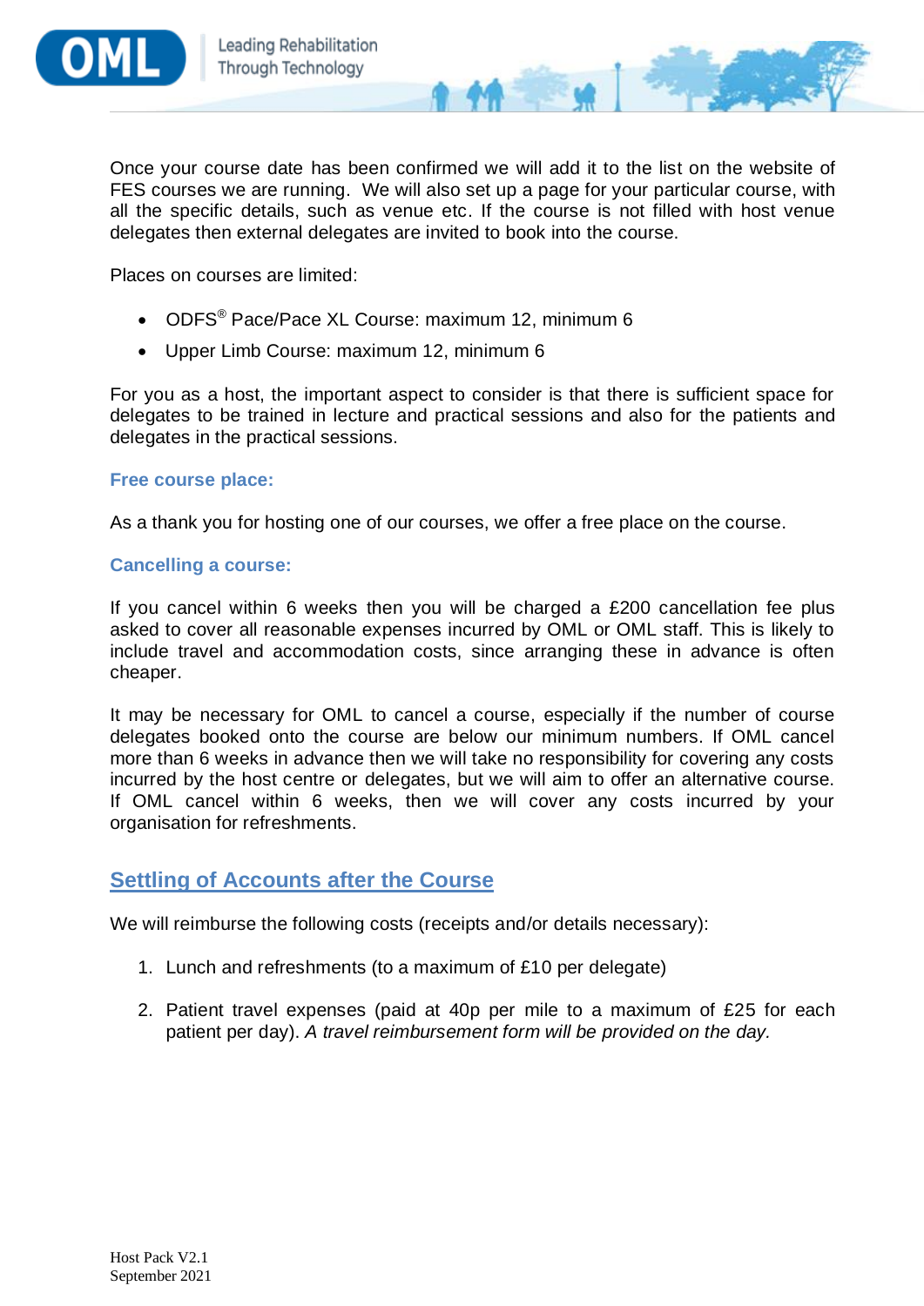Once your course date has been confirmed we will add it to the list on the website of FES courses we are running. We will also set up a page for your particular course, with all the specific details, such as venue etc. If the course is not filled with host venue delegates then external delegates are invited to book into the course.

Places on courses are limited:

- ODFS® Pace/Pace XL Course: maximum 12, minimum 6
- Upper Limb Course: maximum 12, minimum 6

For you as a host, the important aspect to consider is that there is sufficient space for delegates to be trained in lecture and practical sessions and also for the patients and delegates in the practical sessions.

**Free course place:**

As a thank you for hosting one of our courses, we offer a free place on the course.

**Cancelling a course:**

If you cancel within 6 weeks then you will be charged a £200 cancellation fee plus asked to cover all reasonable expenses incurred by OML or OML staff. This is likely to include travel and accommodation costs, since arranging these in advance is often cheaper.

It may be necessary for OML to cancel a course, especially if the number of course delegates booked onto the course are below our minimum numbers. If OML cancel more than 6 weeks in advance then we will take no responsibility for covering any costs incurred by the host centre or delegates, but we will aim to offer an alternative course. If OML cancel within 6 weeks, then we will cover any costs incurred by your organisation for refreshments.

## Settling of Accounts after the Course

We will reimburse the following costs (receipts and/or details necessary):

1. Lunch and refreshments (to a maximum of £10 per delegate)
2. Patient travel expenses (paid at 40p per mile to a maximum of £25 for each patient per day). *A travel reimbursement form will be provided on the day.*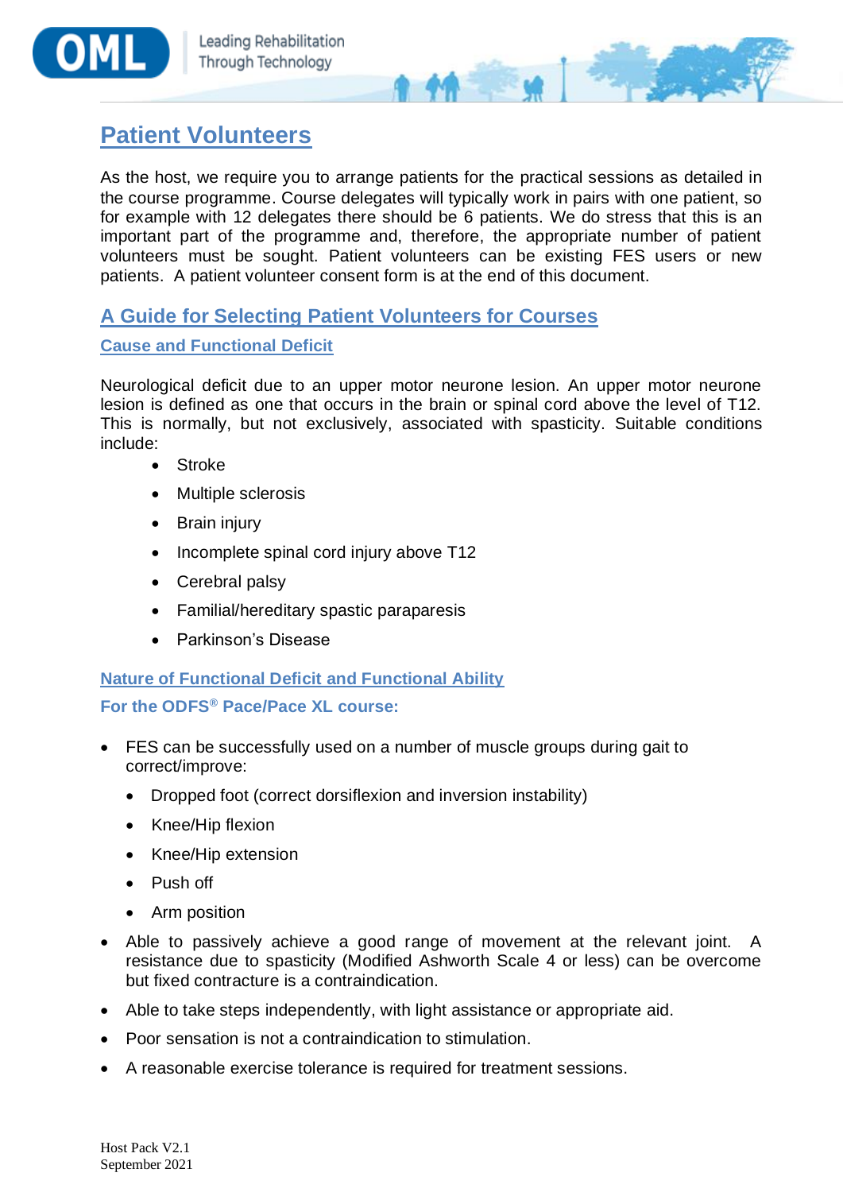# Patient Volunteers

As the host, we require you to arrange patients for the practical sessions as detailed in the course programme. Course delegates will typically work in pairs with one patient, so for example with 12 delegates there should be 6 patients. We do stress that this is an important part of the programme and, therefore, the appropriate number of patient volunteers must be sought. Patient volunteers can be existing FES users or new patients. A patient volunteer consent form is at the end of this document.

## A Guide for Selecting Patient Volunteers for Courses

### Cause and Functional Deficit

Neurological deficit due to an upper motor neurone lesion. An upper motor neurone lesion is defined as one that occurs in the brain or spinal cord above the level of T12. This is normally, but not exclusively, associated with spasticity. Suitable conditions include:

- Stroke
- Multiple sclerosis
- Brain injury
- Incomplete spinal cord injury above T12
- Cerebral palsy
- Familial/hereditary spastic paraparesis
- Parkinson's Disease

### Nature of Functional Deficit and Functional Ability

**For the ODFS® Pace/Pace XL course:**

- FES can be successfully used on a number of muscle groups during gait to correct/improve:
  - Dropped foot (correct dorsiflexion and inversion instability)
  - Knee/Hip flexion
  - Knee/Hip extension
  - Push off
  - Arm position
- Able to passively achieve a good range of movement at the relevant joint. A resistance due to spasticity (Modified Ashworth Scale 4 or less) can be overcome but fixed contracture is a contraindication.
- Able to take steps independently, with light assistance or appropriate aid.
- Poor sensation is not a contraindication to stimulation.
- A reasonable exercise tolerance is required for treatment sessions.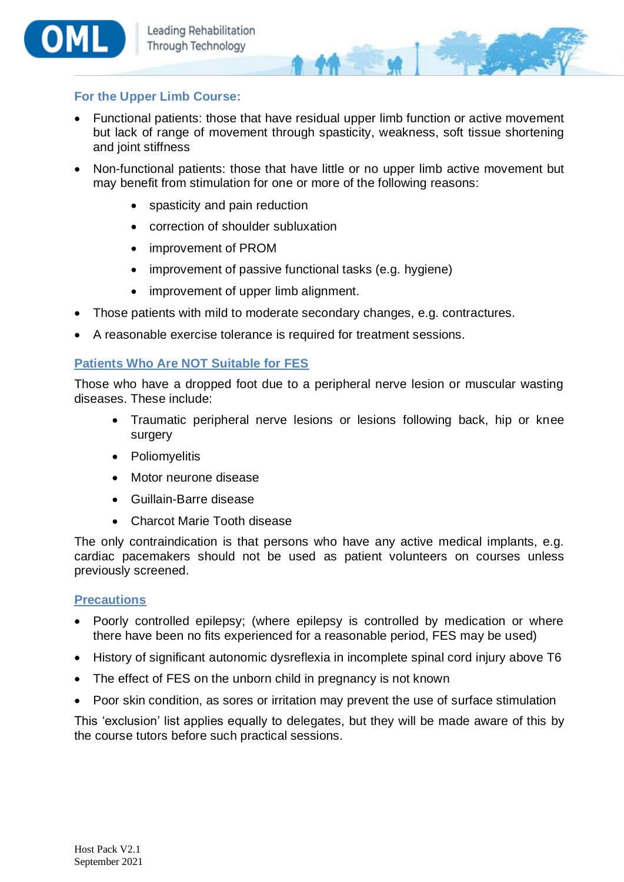### For the Upper Limb Course:

- Functional patients: those that have residual upper limb function or active movement but lack of range of movement through spasticity, weakness, soft tissue shortening and joint stiffness
- Non-functional patients: those that have little or no upper limb active movement but may benefit from stimulation for one or more of the following reasons:
    - spasticity and pain reduction
    - correction of shoulder subluxation
    - improvement of PROM
    - improvement of passive functional tasks (e.g. hygiene)
    - improvement of upper limb alignment.
- Those patients with mild to moderate secondary changes, e.g. contractures.
- A reasonable exercise tolerance is required for treatment sessions.

### Patients Who Are NOT Suitable for FES

Those who have a dropped foot due to a peripheral nerve lesion or muscular wasting diseases. These include:

- Traumatic peripheral nerve lesions or lesions following back, hip or knee surgery
- Poliomyelitis
- Motor neurone disease
- Guillain-Barre disease
- Charcot Marie Tooth disease

The only contraindication is that persons who have any active medical implants, e.g. cardiac pacemakers should not be used as patient volunteers on courses unless previously screened.

### Precautions

- Poorly controlled epilepsy; (where epilepsy is controlled by medication or where there have been no fits experienced for a reasonable period, FES may be used)
- History of significant autonomic dysreflexia in incomplete spinal cord injury above T6
- The effect of FES on the unborn child in pregnancy is not known
- Poor skin condition, as sores or irritation may prevent the use of surface stimulation

This 'exclusion' list applies equally to delegates, but they will be made aware of this by the course tutors before such practical sessions.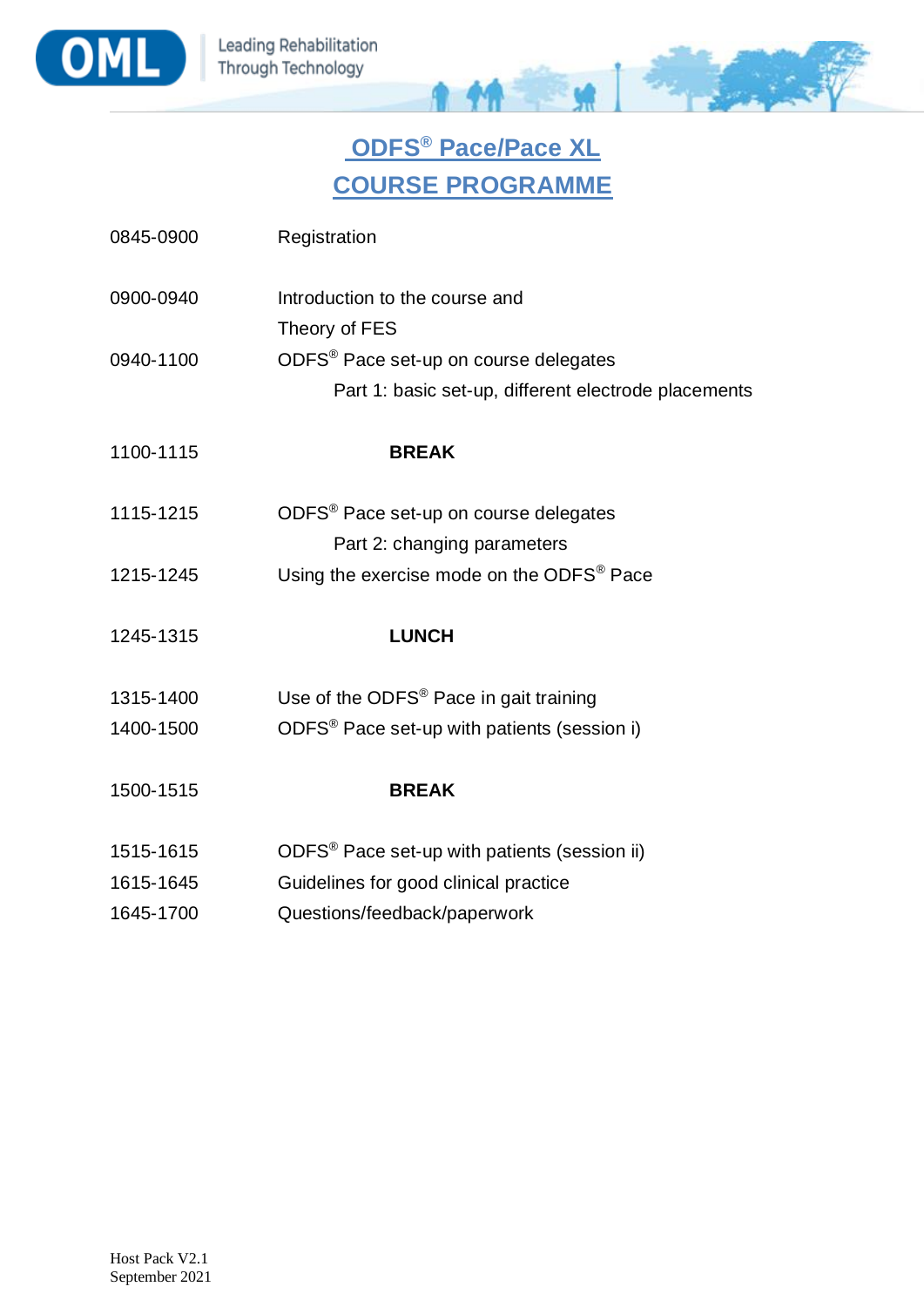# ODFS® Pace/Pace XL
# COURSE PROGRAMME

| | |
|---|---|
| 0845-0900 | Registration |
| 0900-0940 | Introduction to the course and Theory of FES |
| 0940-1100 | ODFS® Pace set-up on course delegates<br>Part 1: basic set-up, different electrode placements |
| 1100-1115 | **BREAK** |
| 1115-1215 | ODFS® Pace set-up on course delegates<br>Part 2: changing parameters |
| 1215-1245 | Using the exercise mode on the ODFS® Pace |
| 1245-1315 | **LUNCH** |
| 1315-1400 | Use of the ODFS® Pace in gait training |
| 1400-1500 | ODFS® Pace set-up with patients (session i) |
| 1500-1515 | **BREAK** |
| 1515-1615 | ODFS® Pace set-up with patients (session ii) |
| 1615-1645 | Guidelines for good clinical practice |
| 1645-1700 | Questions/feedback/paperwork |

Host Pack V2.1
September 2021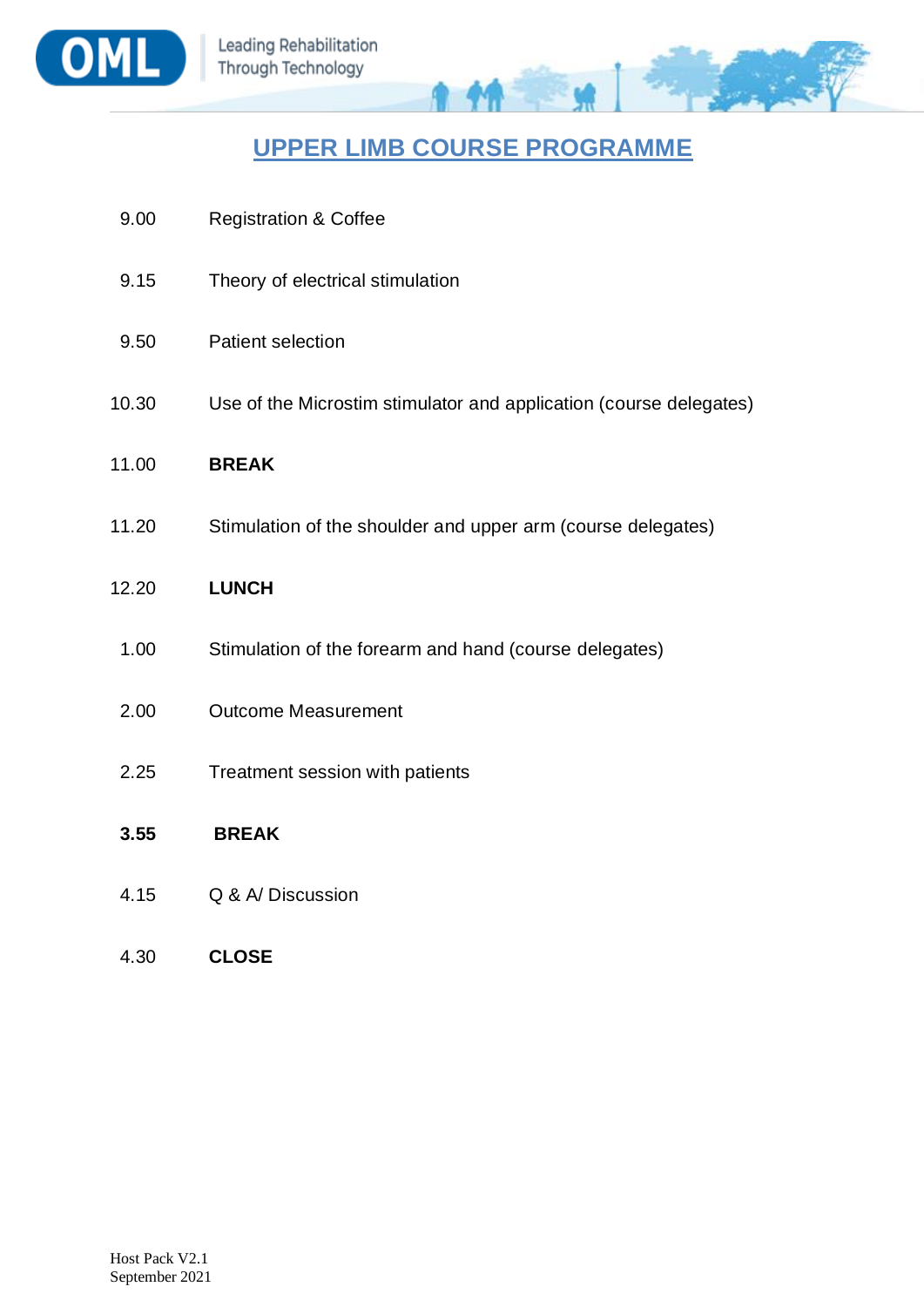# UPPER LIMB COURSE PROGRAMME

| | |
|---|---|
| 9.00 | Registration & Coffee |
| 9.15 | Theory of electrical stimulation |
| 9.50 | Patient selection |
| 10.30 | Use of the Microstim stimulator and application (course delegates) |
| 11.00 | **BREAK** |
| 11.20 | Stimulation of the shoulder and upper arm (course delegates) |
| 12.20 | **LUNCH** |
| 1.00 | Stimulation of the forearm and hand (course delegates) |
| 2.00 | Outcome Measurement |
| 2.25 | Treatment session with patients |
| **3.55** | **BREAK** |
| 4.15 | Q & A/ Discussion |
| 4.30 | **CLOSE** |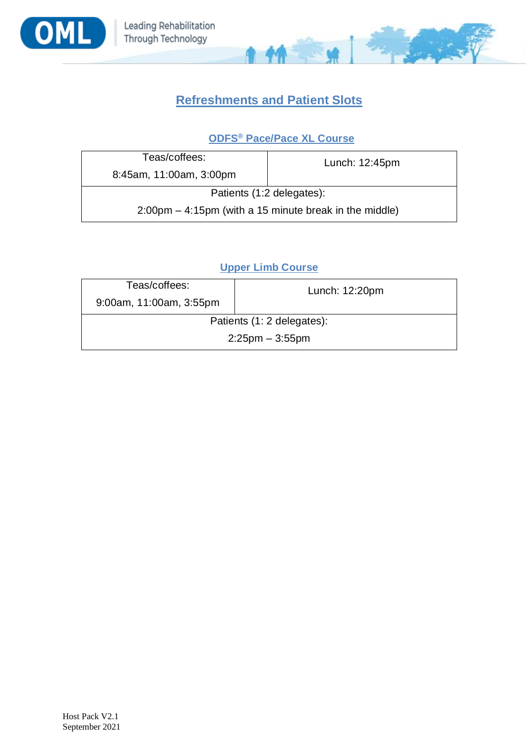## Refreshments and Patient Slots

### ODFS® Pace/Pace XL Course

| Teas/coffees: 8:45am, 11:00am, 3:00pm | Lunch: 12:45pm |
|---|---|
| Patients (1:2 delegates): 2:00pm – 4:15pm (with a 15 minute break in the middle) | |

### Upper Limb Course

| Teas/coffees: 9:00am, 11:00am, 3:55pm | Lunch: 12:20pm |
|---|---|
| Patients (1: 2 delegates): 2:25pm – 3:55pm | |

Host Pack V2.1
September 2021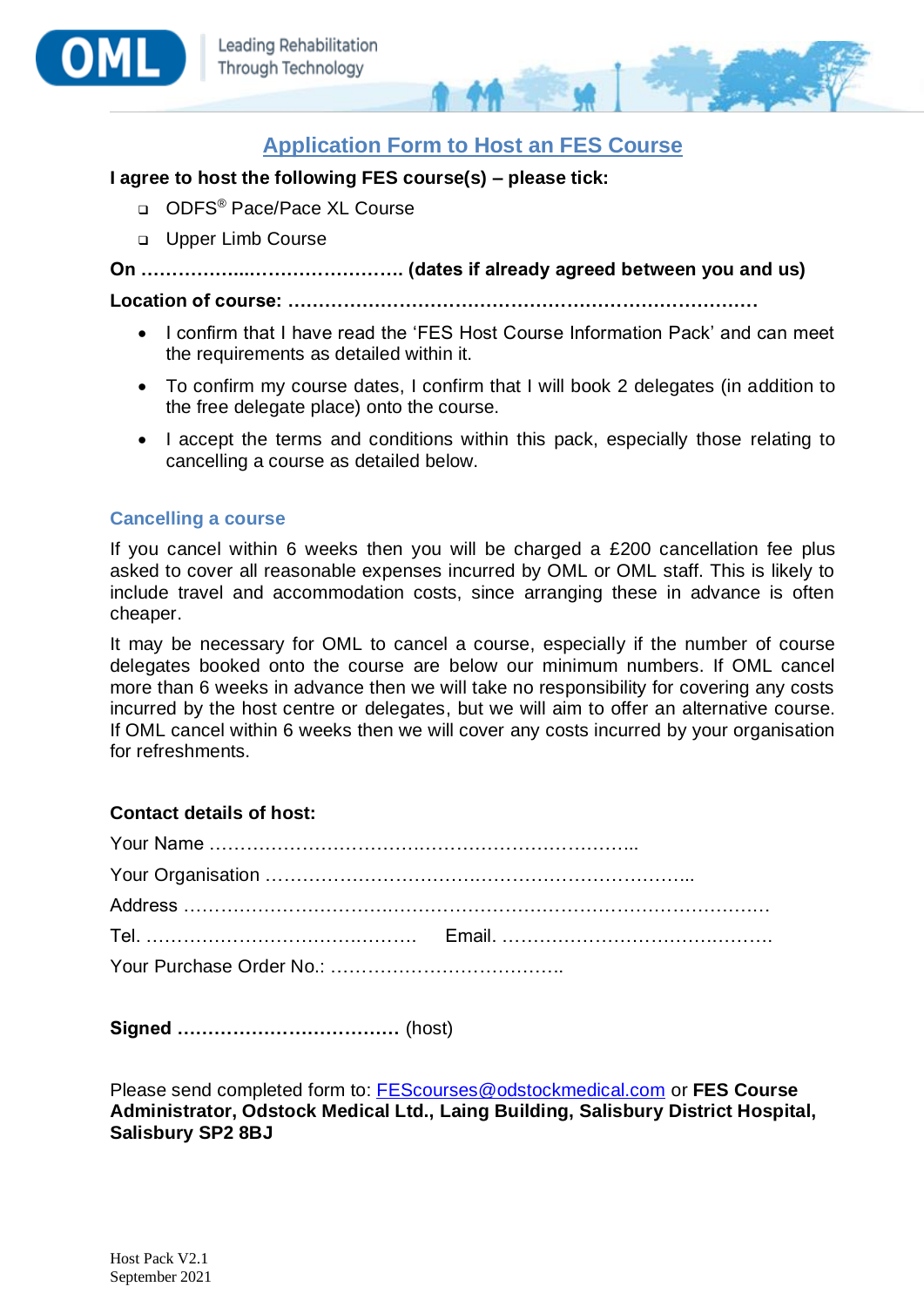# Application Form to Host an FES Course

**I agree to host the following FES course(s) – please tick:**

- ❑ ODFS® Pace/Pace XL Course
- ❑ Upper Limb Course

**On ………………..……………………. (dates if already agreed between you and us)**

**Location of course: ……………………………………………………………………**

- I confirm that I have read the 'FES Host Course Information Pack' and can meet the requirements as detailed within it.
- To confirm my course dates, I confirm that I will book 2 delegates (in addition to the free delegate place) onto the course.
- I accept the terms and conditions within this pack, especially those relating to cancelling a course as detailed below.

### Cancelling a course

If you cancel within 6 weeks then you will be charged a £200 cancellation fee plus asked to cover all reasonable expenses incurred by OML or OML staff. This is likely to include travel and accommodation costs, since arranging these in advance is often cheaper.

It may be necessary for OML to cancel a course, especially if the number of course delegates booked onto the course are below our minimum numbers. If OML cancel more than 6 weeks in advance then we will take no responsibility for covering any costs incurred by the host centre or delegates, but we will aim to offer an alternative course. If OML cancel within 6 weeks then we will cover any costs incurred by your organisation for refreshments.

**Contact details of host:**

Your Name …………………………….……………………………..

Your Organisation …………………………….……………………………...

Address ……………………….……….…….……………………………………………….

Tel. …………………………………….……. Email. …………………………….……….

Your Purchase Order No.: ……………….……………….

**Signed ………………………………** (host)

Please send completed form to: FEScourses@odstockmedical.com or **FES Course Administrator, Odstock Medical Ltd., Laing Building, Salisbury District Hospital, Salisbury SP2 8BJ**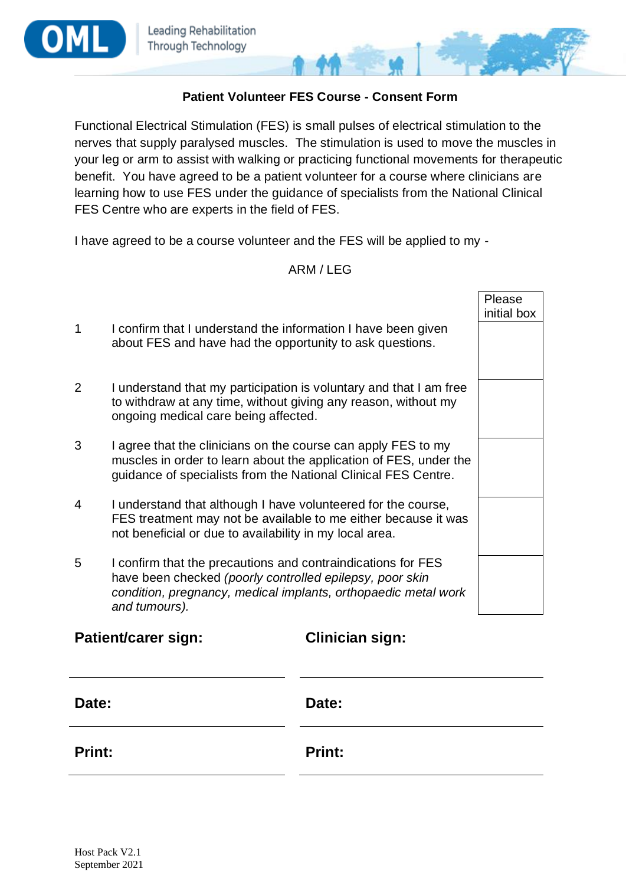**Patient Volunteer FES Course - Consent Form**

Functional Electrical Stimulation (FES) is small pulses of electrical stimulation to the nerves that supply paralysed muscles. The stimulation is used to move the muscles in your leg or arm to assist with walking or practicing functional movements for therapeutic benefit. You have agreed to be a patient volunteer for a course where clinicians are learning how to use FES under the guidance of specialists from the National Clinical FES Centre who are experts in the field of FES.

I have agreed to be a course volunteer and the FES will be applied to my -

ARM / LEG

| | | Please initial box |
|---|---|---|
| 1 | I confirm that I understand the information I have been given about FES and have had the opportunity to ask questions. | |
| 2 | I understand that my participation is voluntary and that I am free to withdraw at any time, without giving any reason, without my ongoing medical care being affected. | |
| 3 | I agree that the clinicians on the course can apply FES to my muscles in order to learn about the application of FES, under the guidance of specialists from the National Clinical FES Centre. | |
| 4 | I understand that although I have volunteered for the course, FES treatment may not be available to me either because it was not beneficial or due to availability in my local area. | |
| 5 | I confirm that the precautions and contraindications for FES have been checked *(poorly controlled epilepsy, poor skin condition, pregnancy, medical implants, orthopaedic metal work and tumours).* | |

**Patient/carer sign:**

**Date:**

**Print:**

**Clinician sign:**

**Date:**

**Print:**

Host Pack V2.1
September 2021